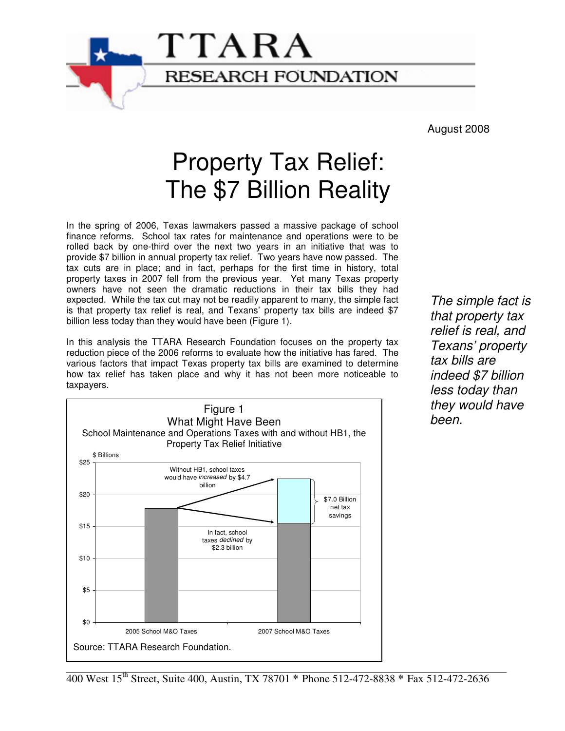TTARA RESEARCH FOUNDATION

August 2008

# Property Tax Relief: The $7 Billion Reality

In the spring of 2006, Texas lawmakers passed a massive package of school finance reforms. School tax rates for maintenance and operations were to be rolled back by one-third over the next two years in an initiative that was to provide $7 billion in annual property tax relief. Two years have now passed. The tax cuts are in place; and in fact, perhaps for the first time in history, total property taxes in 2007 fell from the previous year. Yet many Texas property owners have not seen the dramatic reductions in their tax bills they had expected. While the tax cut may not be readily apparent to many, the simple fact is that property tax relief is real, and Texans' property tax bills are indeed $7 billion less today than they would have been (Figure 1).

*The simple fact is that property tax relief is real, and Texans' property tax bills are indeed $7 billion less today than they would have been.*

In this analysis the TTARA Research Foundation focuses on the property tax reduction piece of the 2006 reforms to evaluate how the initiative has fared. The various factors that impact Texas property tax bills are examined to determine how tax relief has taken place and why it has not been more noticeable to taxpayers.

Figure 1
What Might Have Been
School Maintenance and Operations Taxes with and without HB1, the Property Tax Relief Initiative

$ Billions

Without HB1, school taxes would have *increased* by $4.7 billion

$7.0 Billion net tax savings

In fact, school taxes *declined* by $2.3 billion

2005 School M&O Taxes | 2007 School M&O Taxes

Source: TTARA Research Foundation.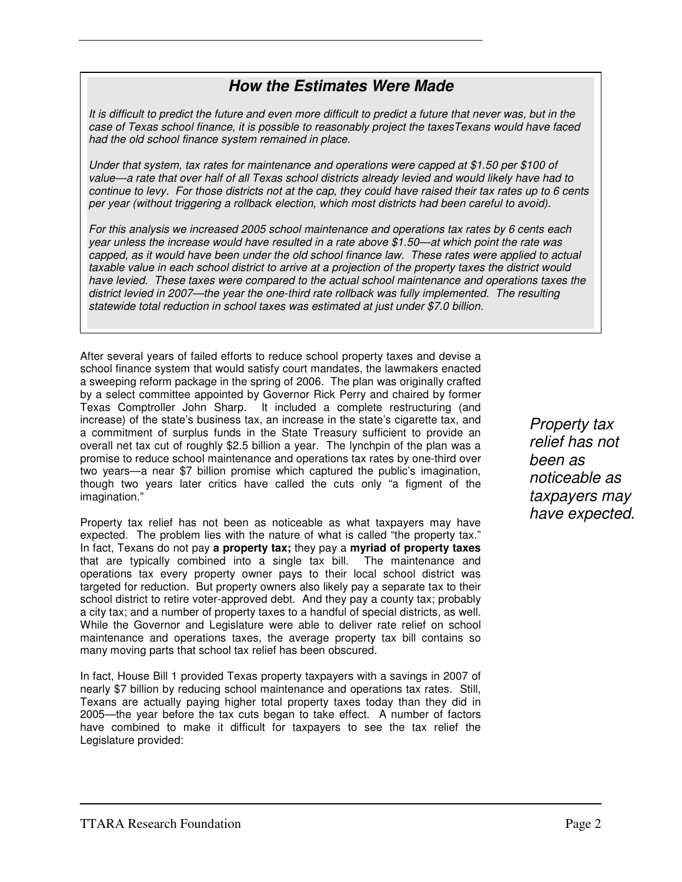### *How the Estimates Were Made*

*It is difficult to predict the future and even more difficult to predict a future that never was, but in the case of Texas school finance, it is possible to reasonably project the taxesTexans would have faced had the old school finance system remained in place.*

*Under that system, tax rates for maintenance and operations were capped at $1.50 per $100 of value—a rate that over half of all Texas school districts already levied and would likely have had to continue to levy. For those districts not at the cap, they could have raised their tax rates up to 6 cents per year (without triggering a rollback election, which most districts had been careful to avoid).*

*For this analysis we increased 2005 school maintenance and operations tax rates by 6 cents each year unless the increase would have resulted in a rate above $1.50—at which point the rate was capped, as it would have been under the old school finance law. These rates were applied to actual taxable value in each school district to arrive at a projection of the property taxes the district would have levied. These taxes were compared to the actual school maintenance and operations taxes the district levied in 2007—the year the one-third rate rollback was fully implemented. The resulting statewide total reduction in school taxes was estimated at just under $7.0 billion.*

After several years of failed efforts to reduce school property taxes and devise a school finance system that would satisfy court mandates, the lawmakers enacted a sweeping reform package in the spring of 2006. The plan was originally crafted by a select committee appointed by Governor Rick Perry and chaired by former Texas Comptroller John Sharp. It included a complete restructuring (and increase) of the state's business tax, an increase in the state's cigarette tax, and a commitment of surplus funds in the State Treasury sufficient to provide an overall net tax cut of roughly $2.5 billion a year. The lynchpin of the plan was a promise to reduce school maintenance and operations tax rates by one-third over two years—a near $7 billion promise which captured the public's imagination, though two years later critics have called the cuts only "a figment of the imagination."

*Property tax relief has not been as noticeable as taxpayers may have expected.*

Property tax relief has not been as noticeable as what taxpayers may have expected. The problem lies with the nature of what is called "the property tax." In fact, Texans do not pay **a property tax;** they pay a **myriad of property taxes** that are typically combined into a single tax bill. The maintenance and operations tax every property owner pays to their local school district was targeted for reduction. But property owners also likely pay a separate tax to their school district to retire voter-approved debt. And they pay a county tax; probably a city tax; and a number of property taxes to a handful of special districts, as well. While the Governor and Legislature were able to deliver rate relief on school maintenance and operations taxes, the average property tax bill contains so many moving parts that school tax relief has been obscured.

In fact, House Bill 1 provided Texas property taxpayers with a savings in 2007 of nearly $7 billion by reducing school maintenance and operations tax rates. Still, Texans are actually paying higher total property taxes today than they did in 2005—the year before the tax cuts began to take effect. A number of factors have combined to make it difficult for taxpayers to see the tax relief the Legislature provided: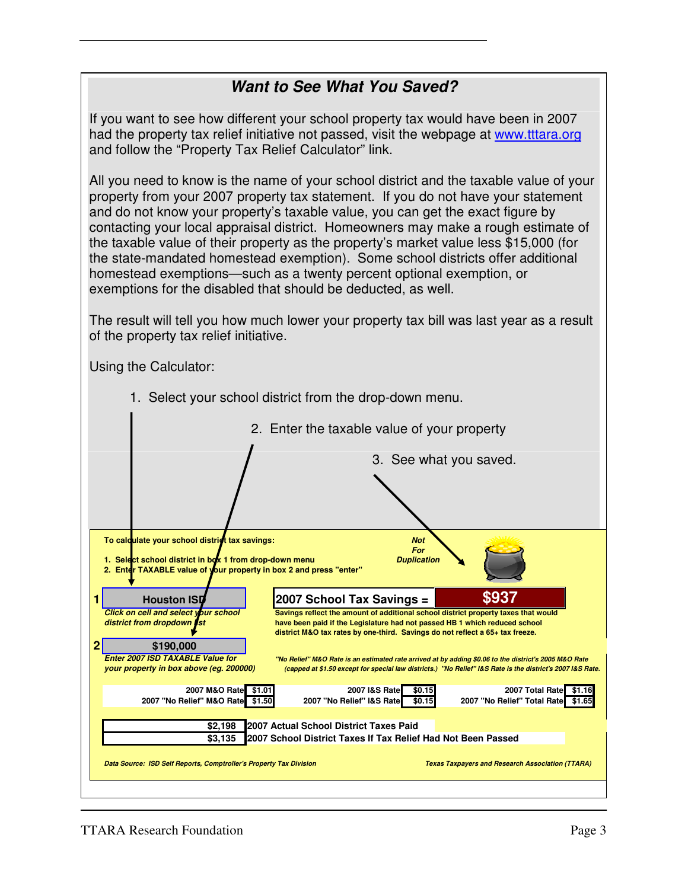## *Want to See What You Saved?*

If you want to see how different your school property tax would have been in 2007 had the property tax relief initiative not passed, visit the webpage at www.tttara.org and follow the "Property Tax Relief Calculator" link.

All you need to know is the name of your school district and the taxable value of your property from your 2007 property tax statement. If you do not have your statement and do not know your property's taxable value, you can get the exact figure by contacting your local appraisal district. Homeowners may make a rough estimate of the taxable value of their property as the property's market value less $15,000 (for the state-mandated homestead exemption). Some school districts offer additional homestead exemptions—such as a twenty percent optional exemption, or exemptions for the disabled that should be deducted, as well.

The result will tell you how much lower your property tax bill was last year as a result of the property tax relief initiative.

Using the Calculator:

1. Select your school district from the drop-down menu.
2. Enter the taxable value of your property
3. See what you saved.

**To calculate your school district tax savings:**

**1. Select school district in box 1 from drop-down menu**
**2. Enter TAXABLE value of your property in box 2 and press "enter"**

***Not For Duplication***

**1** Houston ISD
***Click on cell and select your school district from dropdown list***

**2** $190,000
***Enter 2007 ISD TAXABLE Value for your property in box above (eg. 200000)***

**2007 School Tax Savings = $937**

**Savings reflect the amount of additional school district property taxes that would have been paid if the Legislature had not passed HB 1 which reduced school district M&O tax rates by one-third. Savings do not reflect a 65+ tax freeze.**

***"No Relief" M&O Rate is an estimated rate arrived at by adding $0.06 to the district's 2005 M&O Rate (capped at $1.50 except for special law districts.) "No Relief" I&S Rate is the district's 2007 I&S Rate.***

| | | | | | |
|---|---|---|---|---|---|
| 2007 M&O Rate | $1.01 | 2007 I&S Rate | $0.15 | 2007 Total Rate | $1.16 |
| 2007 "No Relief" M&O Rate | $1.50 | 2007 "No Relief" I&S Rate | $0.15 | 2007 "No Relief" Total Rate | $1.65 |

| | |
|---|---|
| $2,198 | **2007 Actual School District Taxes Paid** |
| $3,135 | **2007 School District Taxes If Tax Relief Had Not Been Passed** |

***Data Source: ISD Self Reports, Comptroller's Property Tax Division***

***Texas Taxpayers and Research Association (TTARA)***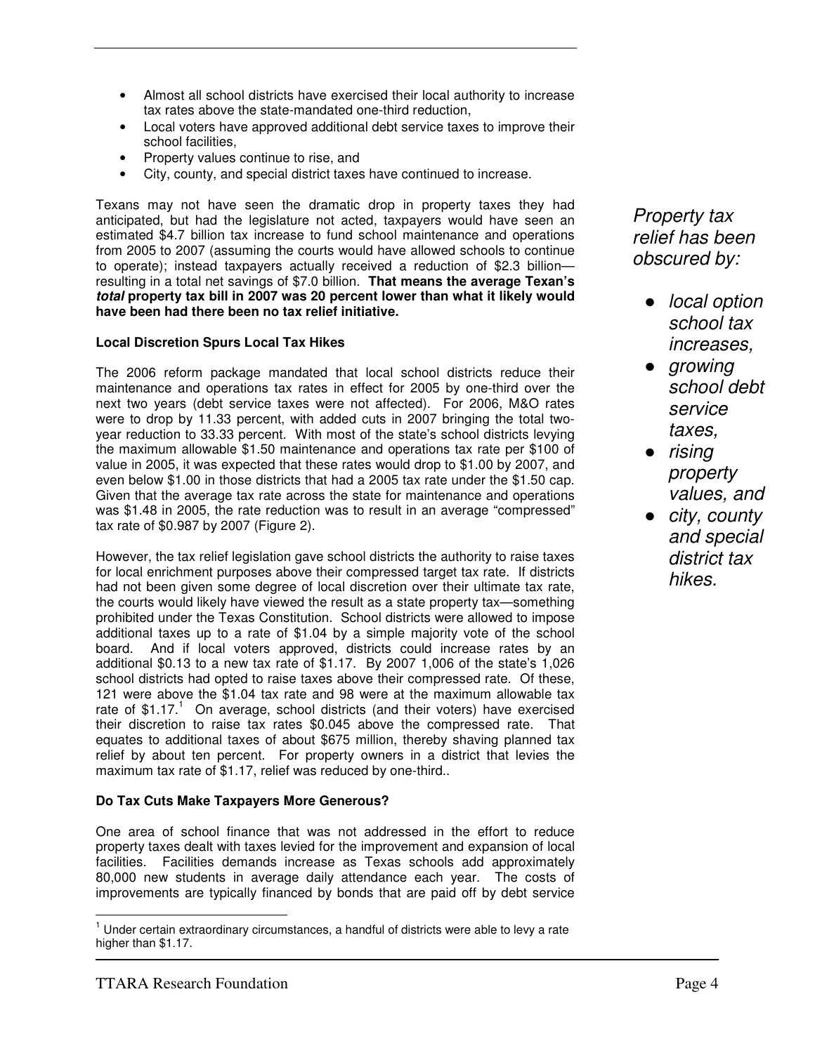- Almost all school districts have exercised their local authority to increase tax rates above the state-mandated one-third reduction,
- Local voters have approved additional debt service taxes to improve their school facilities,
- Property values continue to rise, and
- City, county, and special district taxes have continued to increase.

Texans may not have seen the dramatic drop in property taxes they had anticipated, but had the legislature not acted, taxpayers would have seen an estimated $4.7 billion tax increase to fund school maintenance and operations from 2005 to 2007 (assuming the courts would have allowed schools to continue to operate); instead taxpayers actually received a reduction of $2.3 billion—resulting in a total net savings of $7.0 billion. **That means the average Texan's *total* property tax bill in 2007 was 20 percent lower than what it likely would have been had there been no tax relief initiative.**

*Property tax relief has been obscured by:*

- *local option school tax increases,*
- *growing school debt service taxes,*
- *rising property values, and*
- *city, county and special district tax hikes.*

**Local Discretion Spurs Local Tax Hikes**

The 2006 reform package mandated that local school districts reduce their maintenance and operations tax rates in effect for 2005 by one-third over the next two years (debt service taxes were not affected). For 2006, M&O rates were to drop by 11.33 percent, with added cuts in 2007 bringing the total two-year reduction to 33.33 percent. With most of the state's school districts levying the maximum allowable $1.50 maintenance and operations tax rate per $100 of value in 2005, it was expected that these rates would drop to $1.00 by 2007, and even below $1.00 in those districts that had a 2005 tax rate under the $1.50 cap. Given that the average tax rate across the state for maintenance and operations was $1.48 in 2005, the rate reduction was to result in an average "compressed" tax rate of $0.987 by 2007 (Figure 2).

However, the tax relief legislation gave school districts the authority to raise taxes for local enrichment purposes above their compressed target tax rate. If districts had not been given some degree of local discretion over their ultimate tax rate, the courts would likely have viewed the result as a state property tax—something prohibited under the Texas Constitution. School districts were allowed to impose additional taxes up to a rate of $1.04 by a simple majority vote of the school board. And if local voters approved, districts could increase rates by an additional $0.13 to a new tax rate of $1.17. By 2007 1,006 of the state's 1,026 school districts had opted to raise taxes above their compressed rate. Of these, 121 were above the $1.04 tax rate and 98 were at the maximum allowable tax rate of $1.17.[1] On average, school districts (and their voters) have exercised their discretion to raise tax rates $0.045 above the compressed rate. That equates to additional taxes of about $675 million, thereby shaving planned tax relief by about ten percent. For property owners in a district that levies the maximum tax rate of $1.17, relief was reduced by one-third..

**Do Tax Cuts Make Taxpayers More Generous?**

One area of school finance that was not addressed in the effort to reduce property taxes dealt with taxes levied for the improvement and expansion of local facilities. Facilities demands increase as Texas schools add approximately 80,000 new students in average daily attendance each year. The costs of improvements are typically financed by bonds that are paid off by debt service

[1] Under certain extraordinary circumstances, a handful of districts were able to levy a rate higher than $1.17.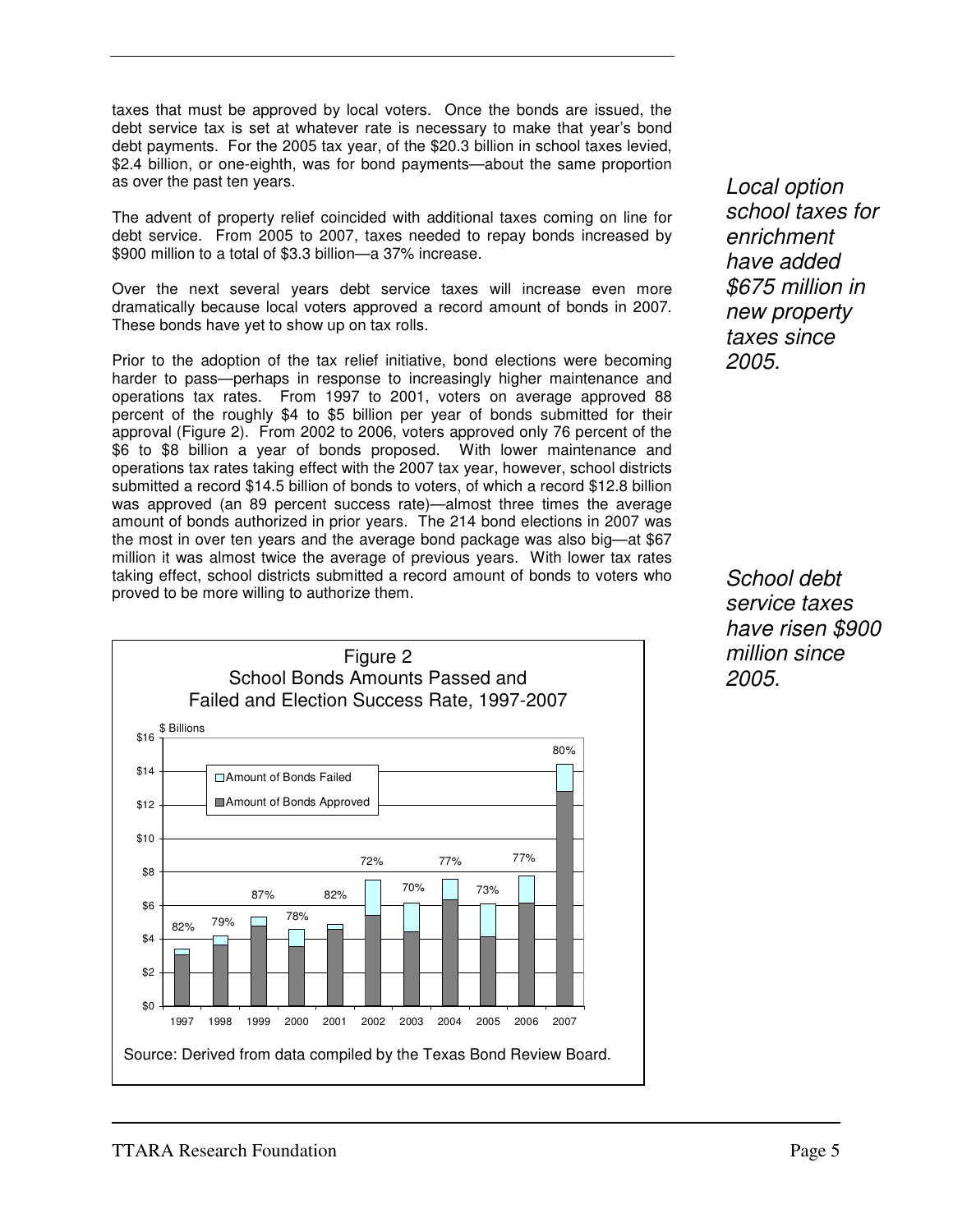taxes that must be approved by local voters. Once the bonds are issued, the debt service tax is set at whatever rate is necessary to make that year's bond debt payments. For the 2005 tax year, of the $20.3 billion in school taxes levied, $2.4 billion, or one-eighth, was for bond payments—about the same proportion as over the past ten years.

*Local option school taxes for enrichment have added $675 million in new property taxes since 2005.*

The advent of property relief coincided with additional taxes coming on line for debt service. From 2005 to 2007, taxes needed to repay bonds increased by $900 million to a total of $3.3 billion—a 37% increase.

Over the next several years debt service taxes will increase even more dramatically because local voters approved a record amount of bonds in 2007. These bonds have yet to show up on tax rolls.

Prior to the adoption of the tax relief initiative, bond elections were becoming harder to pass—perhaps in response to increasingly higher maintenance and operations tax rates. From 1997 to 2001, voters on average approved 88 percent of the roughly $4 to $5 billion per year of bonds submitted for their approval (Figure 2). From 2002 to 2006, voters approved only 76 percent of the $6 to $8 billion a year of bonds proposed. With lower maintenance and operations tax rates taking effect with the 2007 tax year, however, school districts submitted a record $14.5 billion of bonds to voters, of which a record $12.8 billion was approved (an 89 percent success rate)—almost three times the average amount of bonds authorized in prior years. The 214 bond elections in 2007 was the most in over ten years and the average bond package was also big—at $67 million it was almost twice the average of previous years. With lower tax rates taking effect, school districts submitted a record amount of bonds to voters who proved to be more willing to authorize them.

*School debt service taxes have risen $900 million since 2005.*

Figure 2
School Bonds Amounts Passed and Failed and Election Success Rate, 1997-2007

| Year | 1997 | 1998 | 1999 | 2000 | 2001 | 2002 | 2003 | 2004 | 2005 | 2006 | 2007 |
|---|---|---|---|---|---|---|---|---|---|---|---|
| Election Success Rate | 82% | 79% | 87% | 78% | 82% | 72% | 70% | 77% | 73% | 77% | 80% |

Source: Derived from data compiled by the Texas Bond Review Board.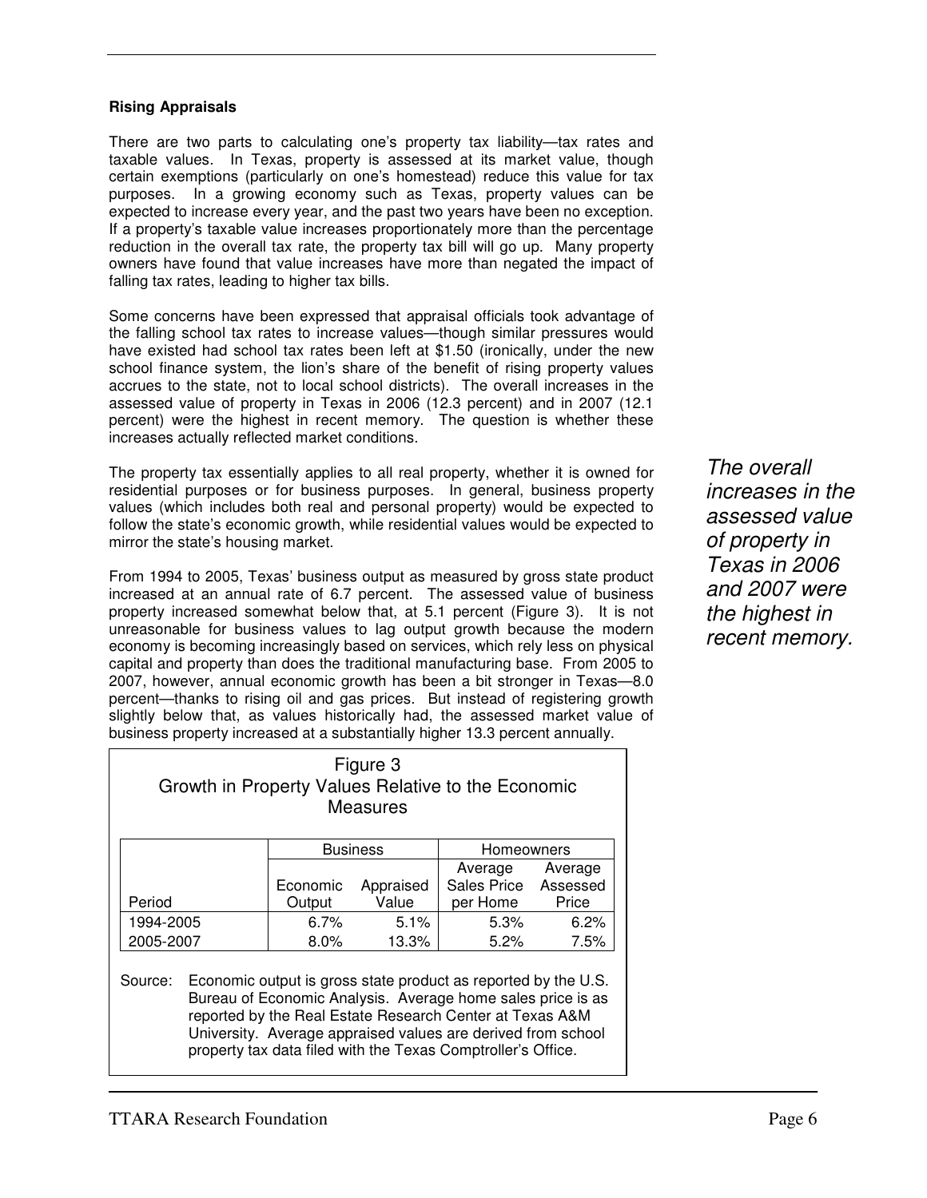### Rising Appraisals

There are two parts to calculating one's property tax liability—tax rates and taxable values. In Texas, property is assessed at its market value, though certain exemptions (particularly on one's homestead) reduce this value for tax purposes. In a growing economy such as Texas, property values can be expected to increase every year, and the past two years have been no exception. If a property's taxable value increases proportionately more than the percentage reduction in the overall tax rate, the property tax bill will go up. Many property owners have found that value increases have more than negated the impact of falling tax rates, leading to higher tax bills.

Some concerns have been expressed that appraisal officials took advantage of the falling school tax rates to increase values—though similar pressures would have existed had school tax rates been left at $1.50 (ironically, under the new school finance system, the lion's share of the benefit of rising property values accrues to the state, not to local school districts). The overall increases in the assessed value of property in Texas in 2006 (12.3 percent) and in 2007 (12.1 percent) were the highest in recent memory. The question is whether these increases actually reflected market conditions.

*The overall increases in the assessed value of property in Texas in 2006 and 2007 were the highest in recent memory.*

The property tax essentially applies to all real property, whether it is owned for residential purposes or for business purposes. In general, business property values (which includes both real and personal property) would be expected to follow the state's economic growth, while residential values would be expected to mirror the state's housing market.

From 1994 to 2005, Texas' business output as measured by gross state product increased at an annual rate of 6.7 percent. The assessed value of business property increased somewhat below that, at 5.1 percent (Figure 3). It is not unreasonable for business values to lag output growth because the modern economy is becoming increasingly based on services, which rely less on physical capital and property than does the traditional manufacturing base. From 2005 to 2007, however, annual economic growth has been a bit stronger in Texas—8.0 percent—thanks to rising oil and gas prices. But instead of registering growth slightly below that, as values historically had, the assessed market value of business property increased at a substantially higher 13.3 percent annually.

Figure 3
Growth in Property Values Relative to the Economic Measures

| | Business | | Homeowners | |
|---|---|---|---|---|
| Period | Economic Output | Appraised Value | Average Sales Price per Home | Average Assessed Price |
| 1994-2005 | 6.7% | 5.1% | 5.3% | 6.2% |
| 2005-2007 | 8.0% | 13.3% | 5.2% | 7.5% |

Source: Economic output is gross state product as reported by the U.S. Bureau of Economic Analysis. Average home sales price is as reported by the Real Estate Research Center at Texas A&M University. Average appraised values are derived from school property tax data filed with the Texas Comptroller's Office.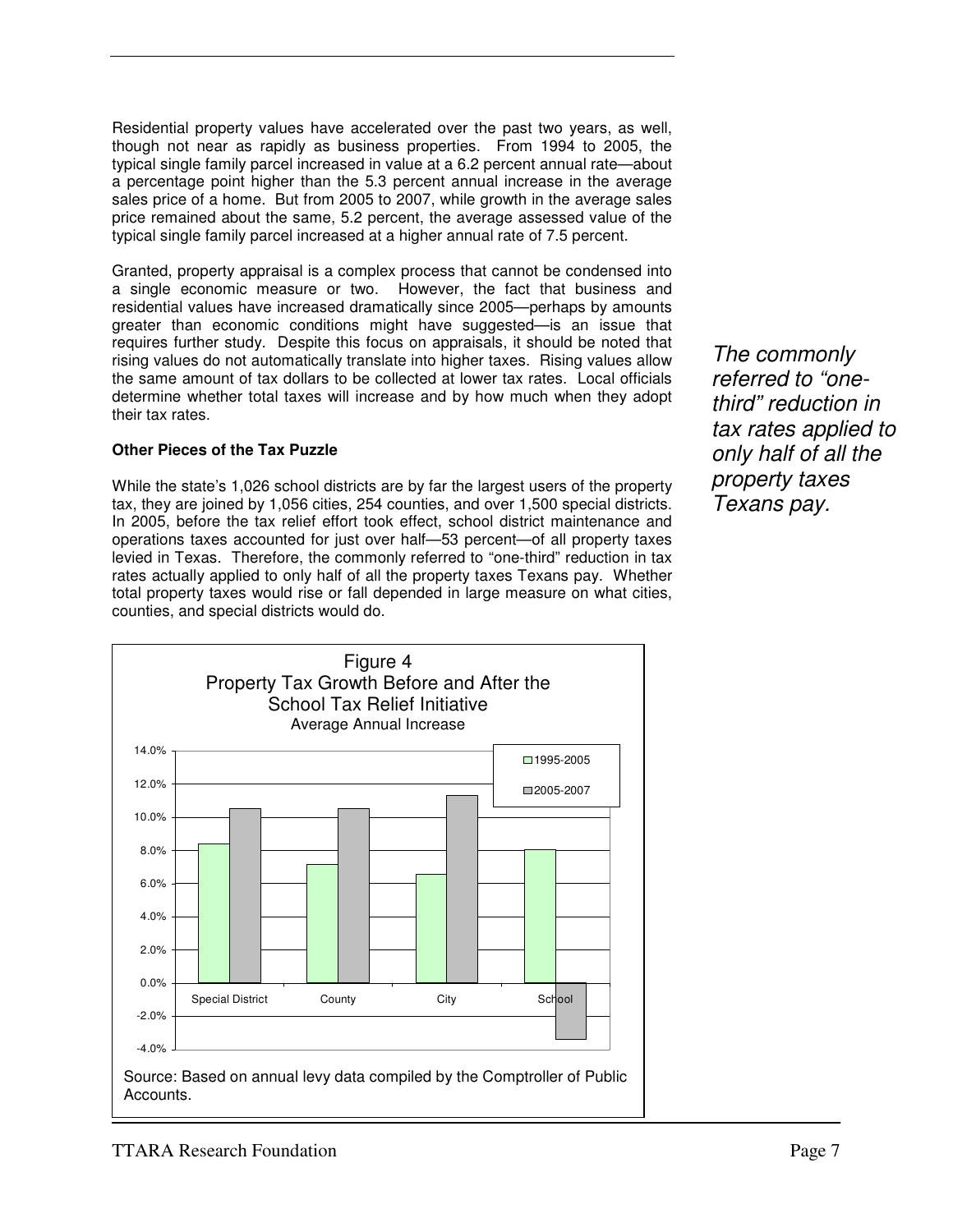Residential property values have accelerated over the past two years, as well, though not near as rapidly as business properties. From 1994 to 2005, the typical single family parcel increased in value at a 6.2 percent annual rate—about a percentage point higher than the 5.3 percent annual increase in the average sales price of a home. But from 2005 to 2007, while growth in the average sales price remained about the same, 5.2 percent, the average assessed value of the typical single family parcel increased at a higher annual rate of 7.5 percent.

Granted, property appraisal is a complex process that cannot be condensed into a single economic measure or two. However, the fact that business and residential values have increased dramatically since 2005—perhaps by amounts greater than economic conditions might have suggested—is an issue that requires further study. Despite this focus on appraisals, it should be noted that rising values do not automatically translate into higher taxes. Rising values allow the same amount of tax dollars to be collected at lower tax rates. Local officials determine whether total taxes will increase and by how much when they adopt their tax rates.

*The commonly referred to "one-third" reduction in tax rates applied to only half of all the property taxes Texans pay.*

**Other Pieces of the Tax Puzzle**

While the state's 1,026 school districts are by far the largest users of the property tax, they are joined by 1,056 cities, 254 counties, and over 1,500 special districts. In 2005, before the tax relief effort took effect, school district maintenance and operations taxes accounted for just over half—53 percent—of all property taxes levied in Texas. Therefore, the commonly referred to "one-third" reduction in tax rates actually applied to only half of all the property taxes Texans pay. Whether total property taxes would rise or fall depended in large measure on what cities, counties, and special districts would do.

Figure 4
Property Tax Growth Before and After the School Tax Relief Initiative
Average Annual Increase

| | 1995-2005 | 2005-2007 |
|---|---|---|
| Special District | 8.4% | 10.5% |
| County | 7.1% | 10.5% |
| City | 6.5% | 11.3% |
| School | 8.0% | -3.4% |

Source: Based on annual levy data compiled by the Comptroller of Public Accounts.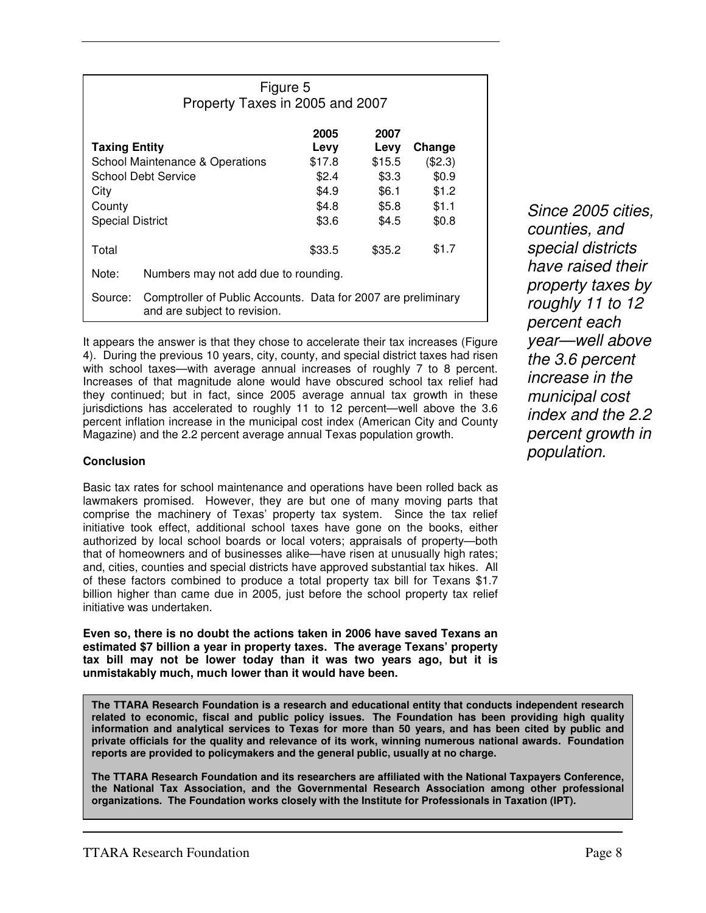Figure 5
Property Taxes in 2005 and 2007

| Taxing Entity | 2005 Levy | 2007 Levy | Change |
|---|---|---|---|
| School Maintenance & Operations | $17.8 | $15.5 | ($2.3) |
| School Debt Service | $2.4 | $3.3 | $0.9 |
| City | $4.9 | $6.1 | $1.2 |
| County | $4.8 | $5.8 | $1.1 |
| Special District | $3.6 | $4.5 | $0.8 |
| Total | $33.5 | $35.2 | $1.7 |

Note: Numbers may not add due to rounding.

Source: Comptroller of Public Accounts. Data for 2007 are preliminary and are subject to revision.

*Since 2005 cities, counties, and special districts have raised their property taxes by roughly 11 to 12 percent each year—well above the 3.6 percent increase in the municipal cost index and the 2.2 percent growth in population.*

It appears the answer is that they chose to accelerate their tax increases (Figure 4). During the previous 10 years, city, county, and special district taxes had risen with school taxes—with average annual increases of roughly 7 to 8 percent. Increases of that magnitude alone would have obscured school tax relief had they continued; but in fact, since 2005 average annual tax growth in these jurisdictions has accelerated to roughly 11 to 12 percent—well above the 3.6 percent inflation increase in the municipal cost index (American City and County Magazine) and the 2.2 percent average annual Texas population growth.

**Conclusion**

Basic tax rates for school maintenance and operations have been rolled back as lawmakers promised. However, they are but one of many moving parts that comprise the machinery of Texas' property tax system. Since the tax relief initiative took effect, additional school taxes have gone on the books, either authorized by local school boards or local voters; appraisals of property—both that of homeowners and of businesses alike—have risen at unusually high rates; and, cities, counties and special districts have approved substantial tax hikes. All of these factors combined to produce a total property tax bill for Texans $1.7 billion higher than came due in 2005, just before the school property tax relief initiative was undertaken.

**Even so, there is no doubt the actions taken in 2006 have saved Texans an estimated $7 billion a year in property taxes. The average Texans' property tax bill may not be lower today than it was two years ago, but it is unmistakably much, much lower than it would have been.**

**The TTARA Research Foundation is a research and educational entity that conducts independent research related to economic, fiscal and public policy issues. The Foundation has been providing high quality information and analytical services to Texas for more than 50 years, and has been cited by public and private officials for the quality and relevance of its work, winning numerous national awards. Foundation reports are provided to policymakers and the general public, usually at no charge.**

**The TTARA Research Foundation and its researchers are affiliated with the National Taxpayers Conference, the National Tax Association, and the Governmental Research Association among other professional organizations. The Foundation works closely with the Institute for Professionals in Taxation (IPT).**